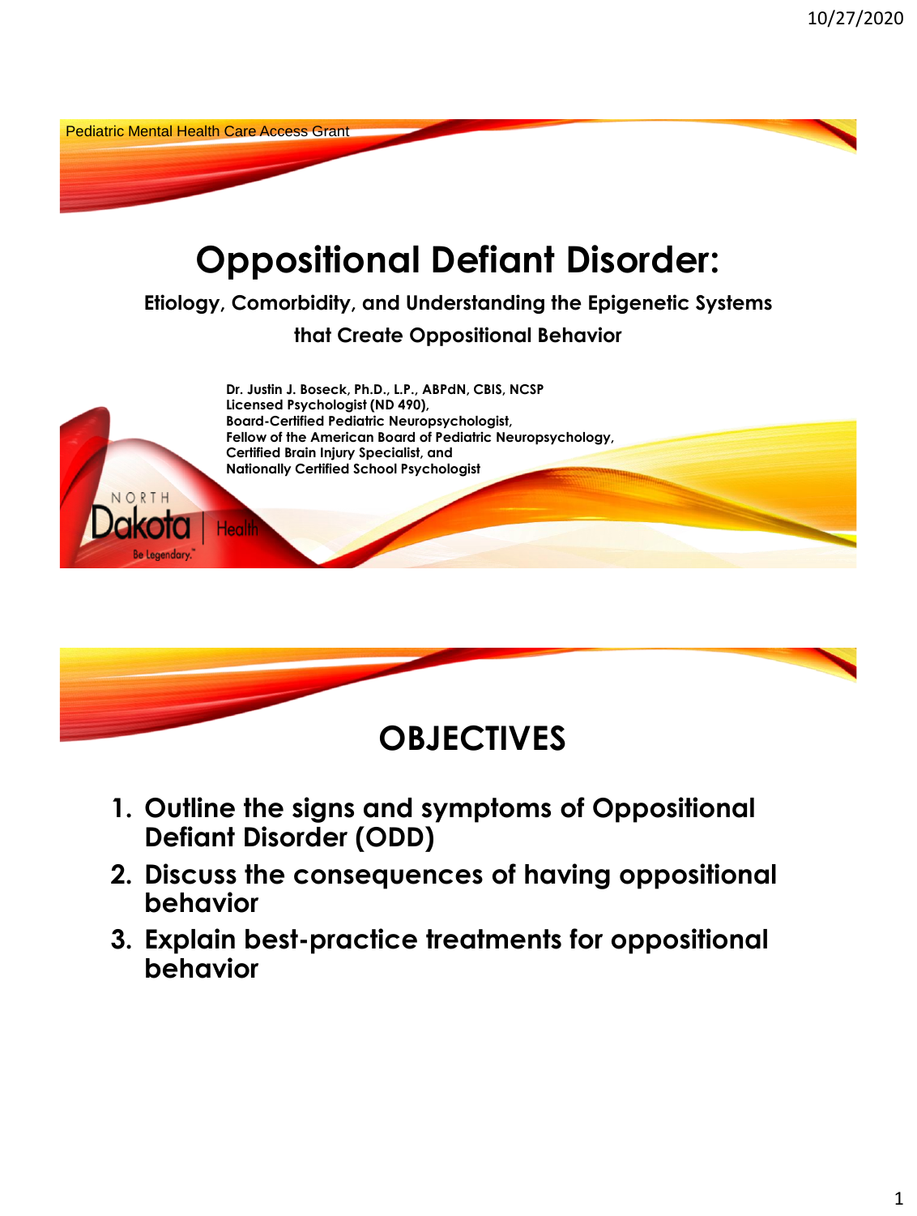Pediatric Mental Health Care Access Grant

# Oppositional Defiant Disorder:

### Etiology, Comorbidity, and Understanding the Epigenetic Systems that Create Oppositional Behavior

**Dr. Justin J. Boseck, Ph.D., L.P., ABPdN, CBIS, NCSP**
**Licensed Psychologist (ND 490),**
**Board-Certified Pediatric Neuropsychologist,**
**Fellow of the American Board of Pediatric Neuropsychology,**
**Certified Brain Injury Specialist, and**
**Nationally Certified School Psychologist**

NORTH Dakota | Health
Be Legendary.™

## OBJECTIVES

1. **Outline the signs and symptoms of Oppositional Defiant Disorder (ODD)**
2. **Discuss the consequences of having oppositional behavior**
3. **Explain best-practice treatments for oppositional behavior**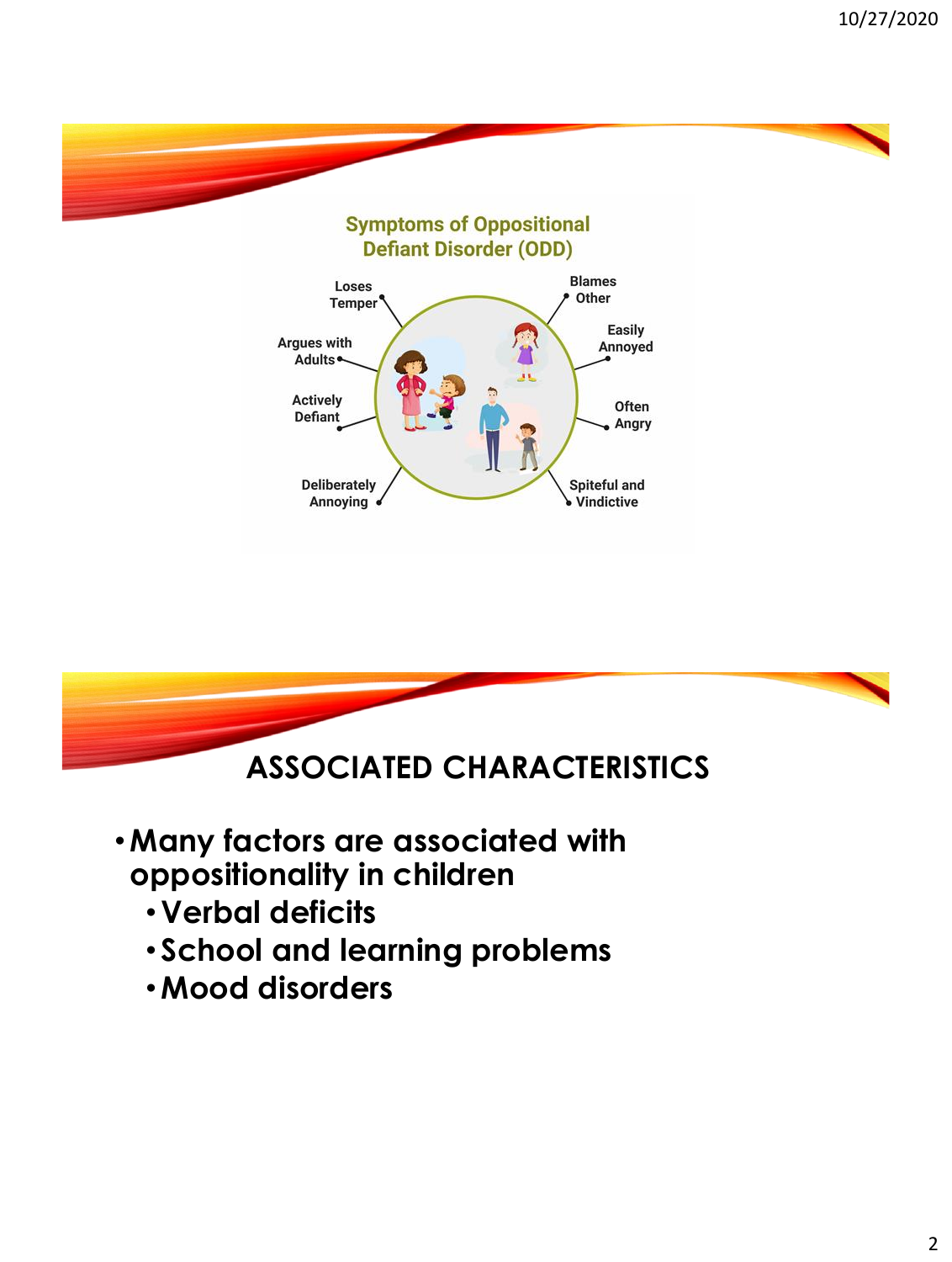## Symptoms of Oppositional Defiant Disorder (ODD)

- Loses Temper
- Blames Other
- Argues with Adults
- Easily Annoyed
- Actively Defiant
- Often Angry
- Deliberately Annoying
- Spiteful and Vindictive

## ASSOCIATED CHARACTERISTICS

- **Many factors are associated with oppositionality in children**
  - **Verbal deficits**
  - **School and learning problems**
  - **Mood disorders**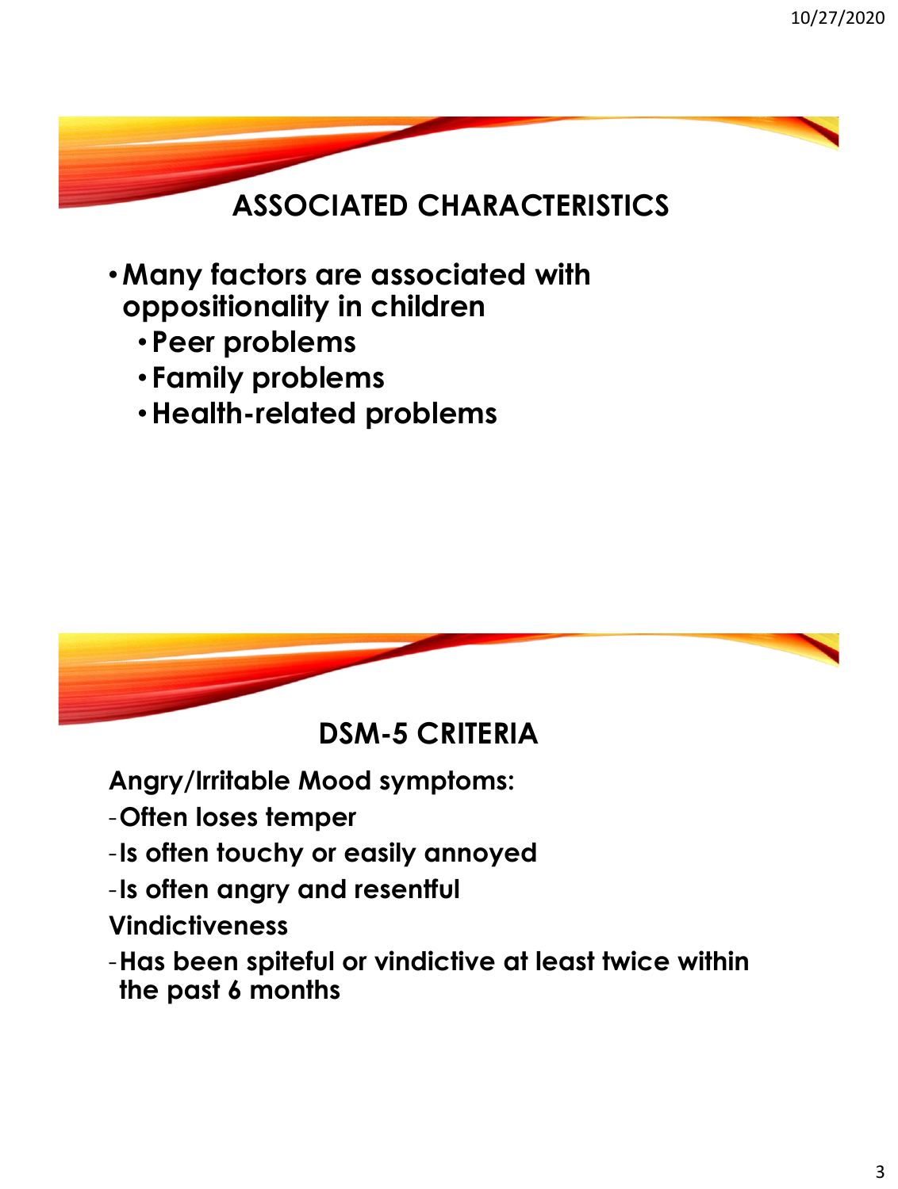## ASSOCIATED CHARACTERISTICS

- **Many factors are associated with oppositionality in children**
  - **Peer problems**
  - **Family problems**
  - **Health-related problems**

## DSM-5 CRITERIA

**Angry/Irritable Mood symptoms:**

- **Often loses temper**
- **Is often touchy or easily annoyed**
- **Is often angry and resentful**

**Vindictiveness**

- **Has been spiteful or vindictive at least twice within the past 6 months**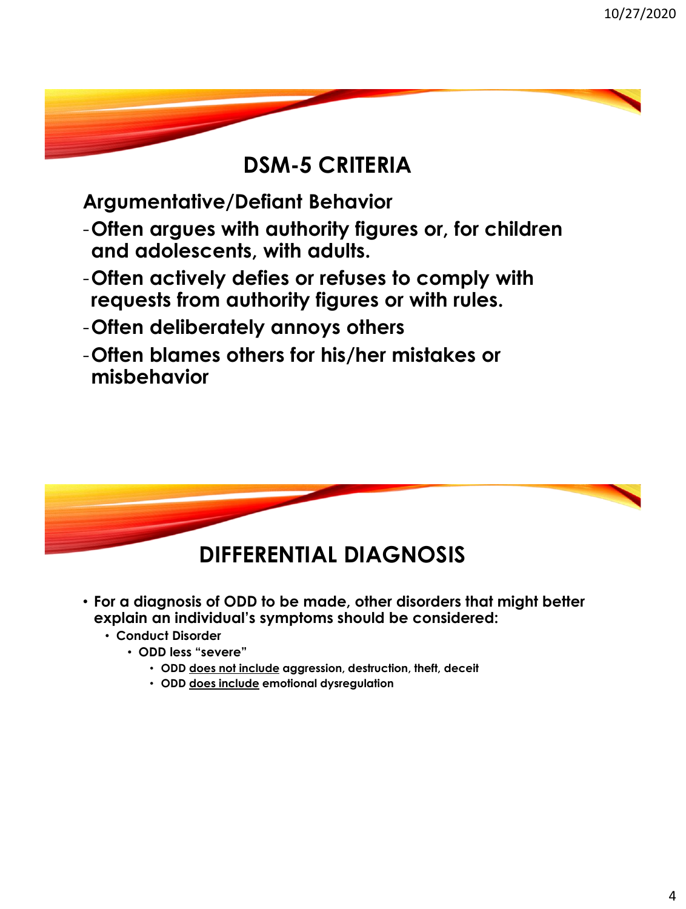## DSM-5 CRITERIA

**Argumentative/Defiant Behavior**

- **Often argues with authority figures or, for children and adolescents, with adults.**
- **Often actively defies or refuses to comply with requests from authority figures or with rules.**
- **Often deliberately annoys others**
- **Often blames others for his/her mistakes or misbehavior**

## DIFFERENTIAL DIAGNOSIS

- **For a diagnosis of ODD to be made, other disorders that might better explain an individual's symptoms should be considered:**
  - **Conduct Disorder**
    - **ODD less "severe"**
      - **ODD <u>does not include</u> aggression, destruction, theft, deceit**
      - **ODD <u>does include</u> emotional dysregulation**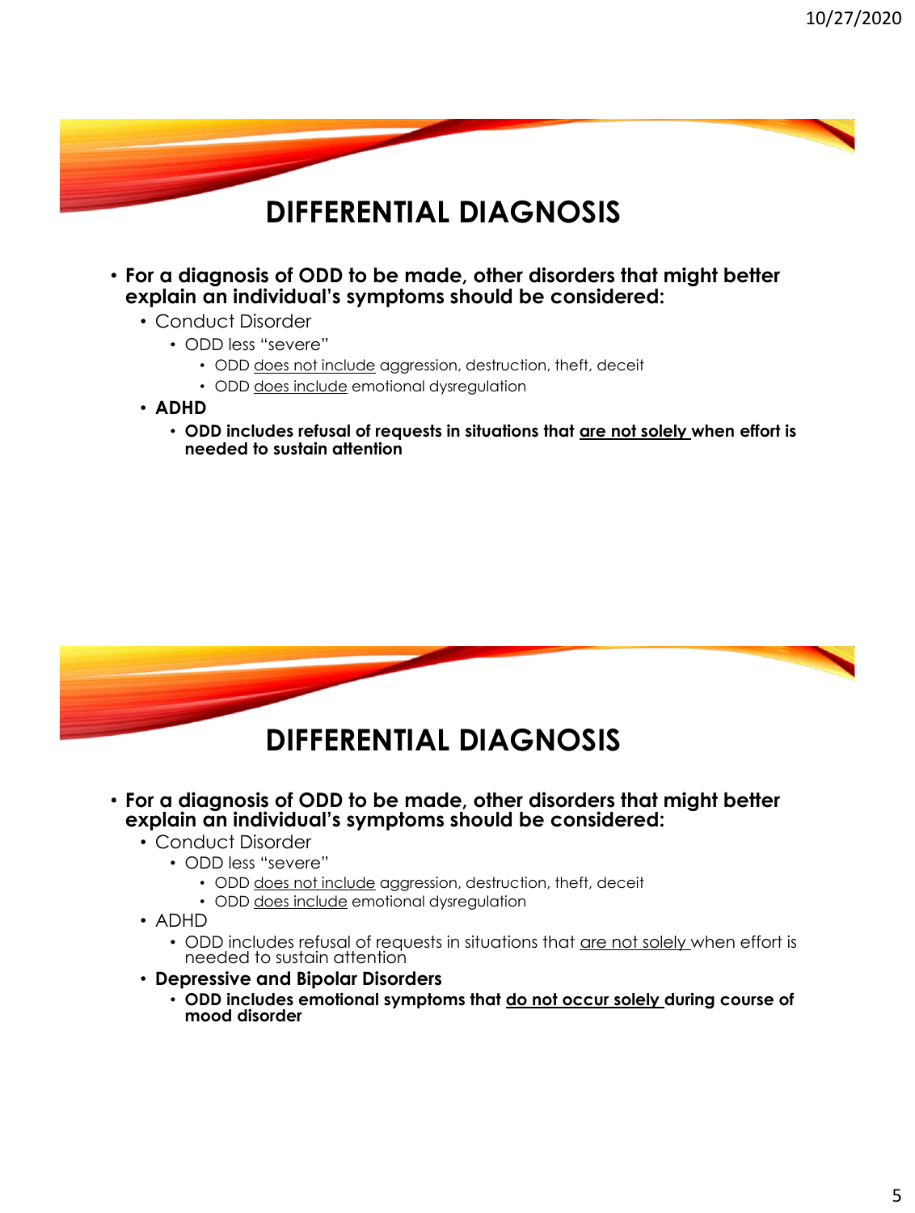## DIFFERENTIAL DIAGNOSIS

- **For a diagnosis of ODD to be made, other disorders that might better explain an individual's symptoms should be considered:**
  - Conduct Disorder
    - ODD less "severe"
      - ODD <u>does not include</u> aggression, destruction, theft, deceit
      - ODD <u>does include</u> emotional dysregulation
  - **ADHD**
    - **ODD includes refusal of requests in situations that <u>are not solely</u> when effort is needed to sustain attention**

## DIFFERENTIAL DIAGNOSIS

- **For a diagnosis of ODD to be made, other disorders that might better explain an individual's symptoms should be considered:**
  - Conduct Disorder
    - ODD less "severe"
      - ODD <u>does not include</u> aggression, destruction, theft, deceit
      - ODD <u>does include</u> emotional dysregulation
  - ADHD
    - ODD includes refusal of requests in situations that <u>are not solely</u> when effort is needed to sustain attention
  - **Depressive and Bipolar Disorders**
    - **ODD includes emotional symptoms that <u>do not occur solely</u> during course of mood disorder**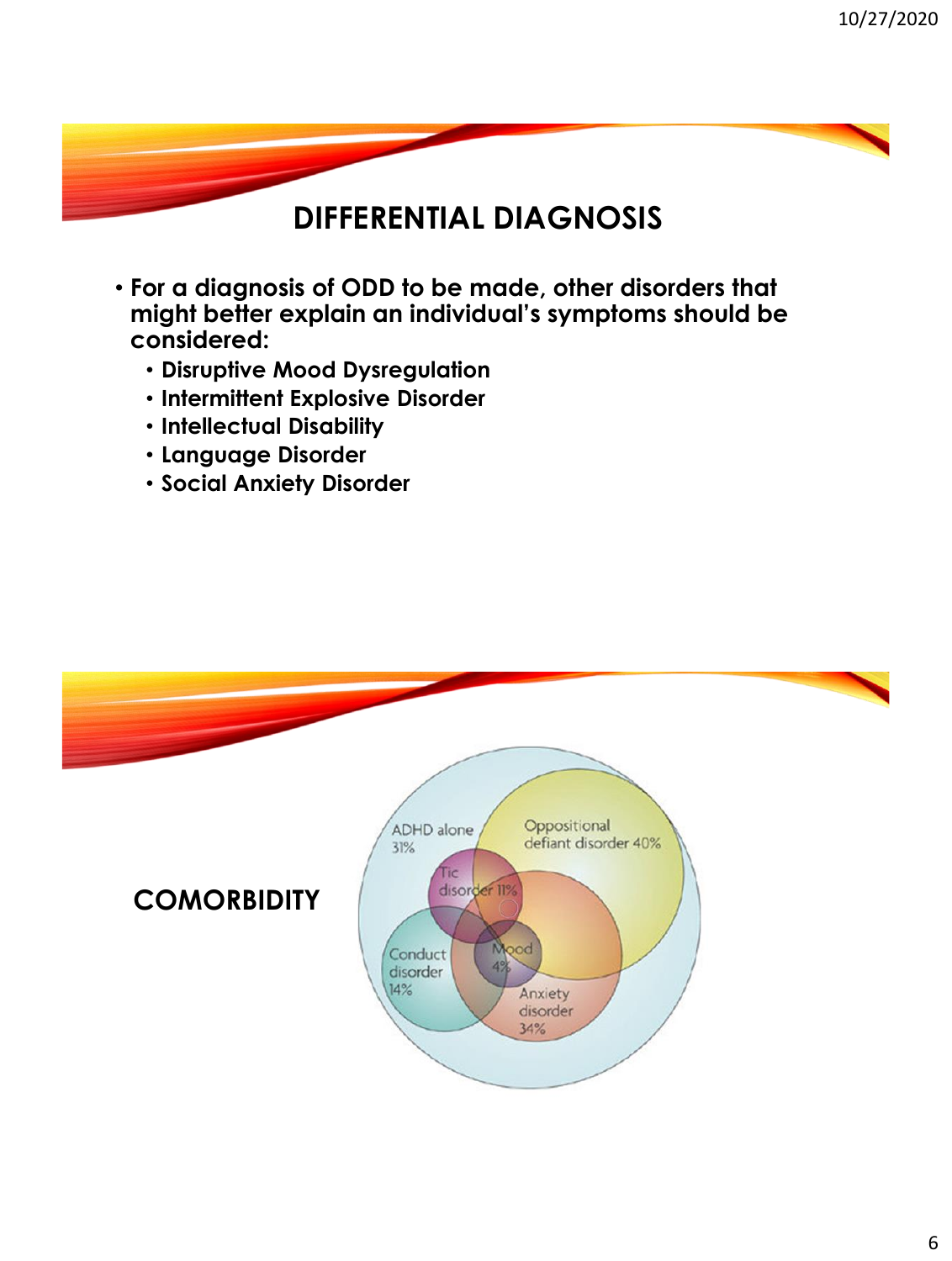# DIFFERENTIAL DIAGNOSIS

- For a diagnosis of ODD to be made, other disorders that might better explain an individual's symptoms should be considered:
  - Disruptive Mood Dysregulation
  - Intermittent Explosive Disorder
  - Intellectual Disability
  - Language Disorder
  - Social Anxiety Disorder

# COMORBIDITY

ADHD alone 31%

Oppositional defiant disorder 40%

Tic disorder 11%

Conduct disorder 14%

Mood 4%

Anxiety disorder 34%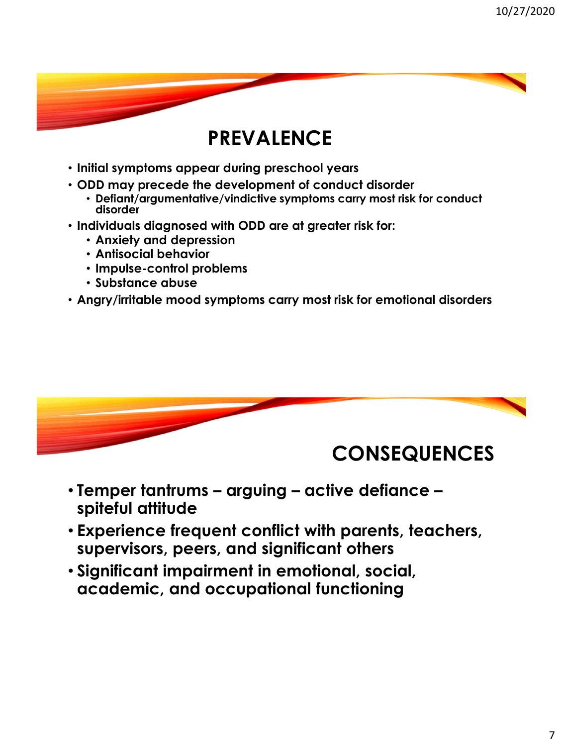## PREVALENCE

- Initial symptoms appear during preschool years
- ODD may precede the development of conduct disorder
  - Defiant/argumentative/vindictive symptoms carry most risk for conduct disorder
- Individuals diagnosed with ODD are at greater risk for:
  - Anxiety and depression
  - Antisocial behavior
  - Impulse-control problems
  - Substance abuse
- Angry/irritable mood symptoms carry most risk for emotional disorders

## CONSEQUENCES

- Temper tantrums – arguing – active defiance – spiteful attitude
- Experience frequent conflict with parents, teachers, supervisors, peers, and significant others
- Significant impairment in emotional, social, academic, and occupational functioning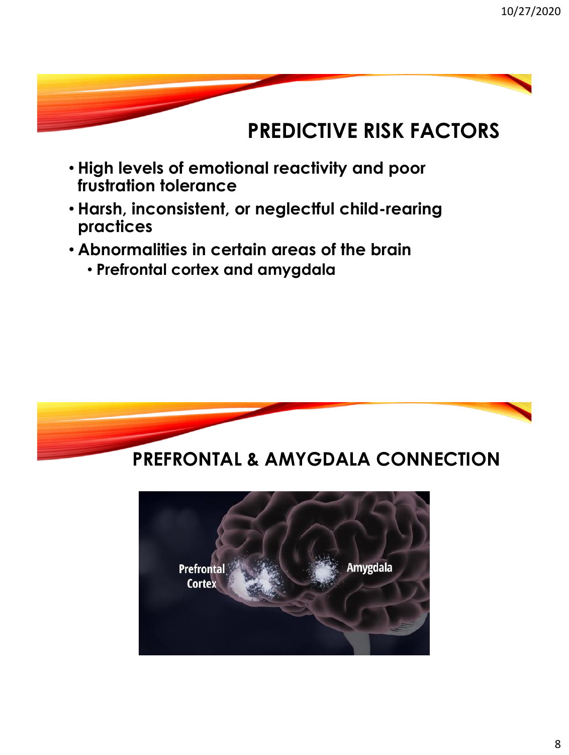## PREDICTIVE RISK FACTORS

- High levels of emotional reactivity and poor frustration tolerance
- Harsh, inconsistent, or neglectful child-rearing practices
- Abnormalities in certain areas of the brain
  - Prefrontal cortex and amygdala

## PREFRONTAL & AMYGDALA CONNECTION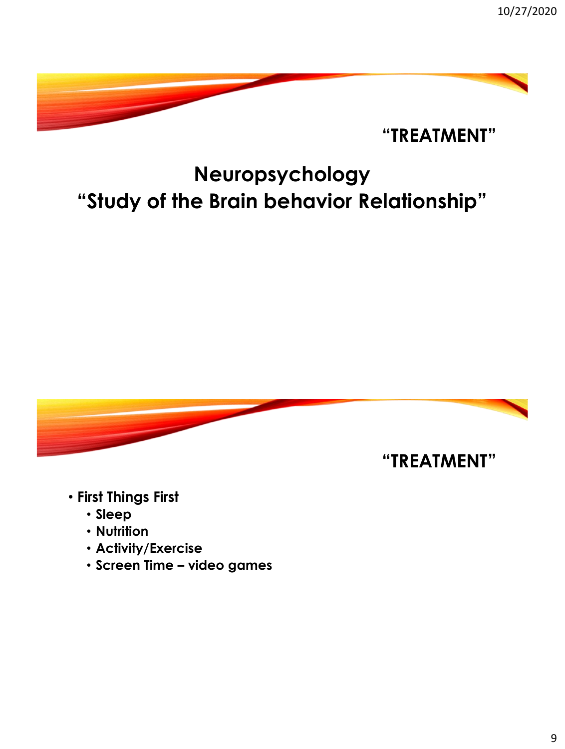## "TREATMENT"

# Neuropsychology
# "Study of the Brain behavior Relationship"

## "TREATMENT"

- **First Things First**
  - **Sleep**
  - **Nutrition**
  - **Activity/Exercise**
  - **Screen Time – video games**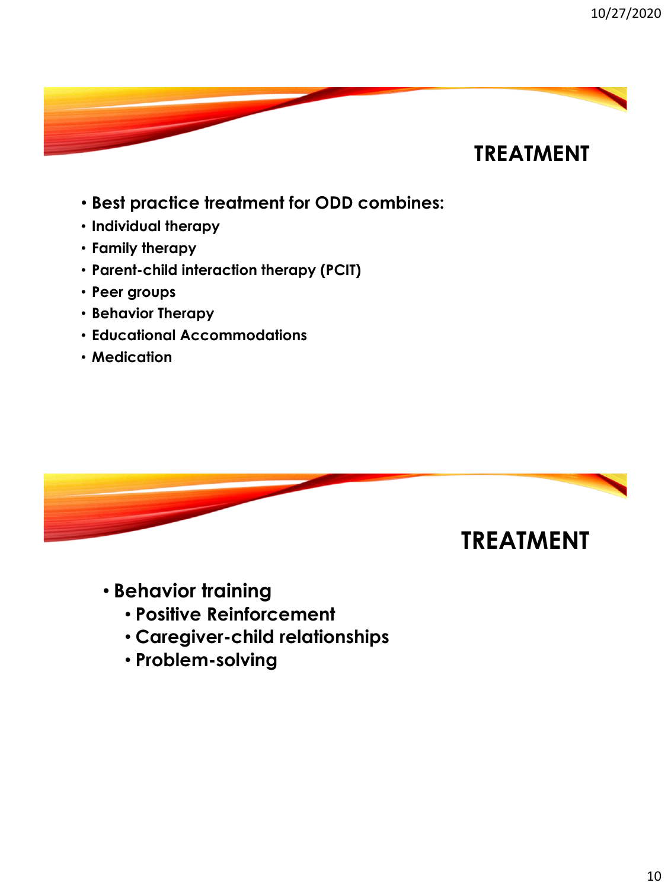# TREATMENT

- **Best practice treatment for ODD combines:**
- **Individual therapy**
- **Family therapy**
- **Parent-child interaction therapy (PCIT)**
- **Peer groups**
- **Behavior Therapy**
- **Educational Accommodations**
- **Medication**

# TREATMENT

- **Behavior training**
  - **Positive Reinforcement**
  - **Caregiver-child relationships**
  - **Problem-solving**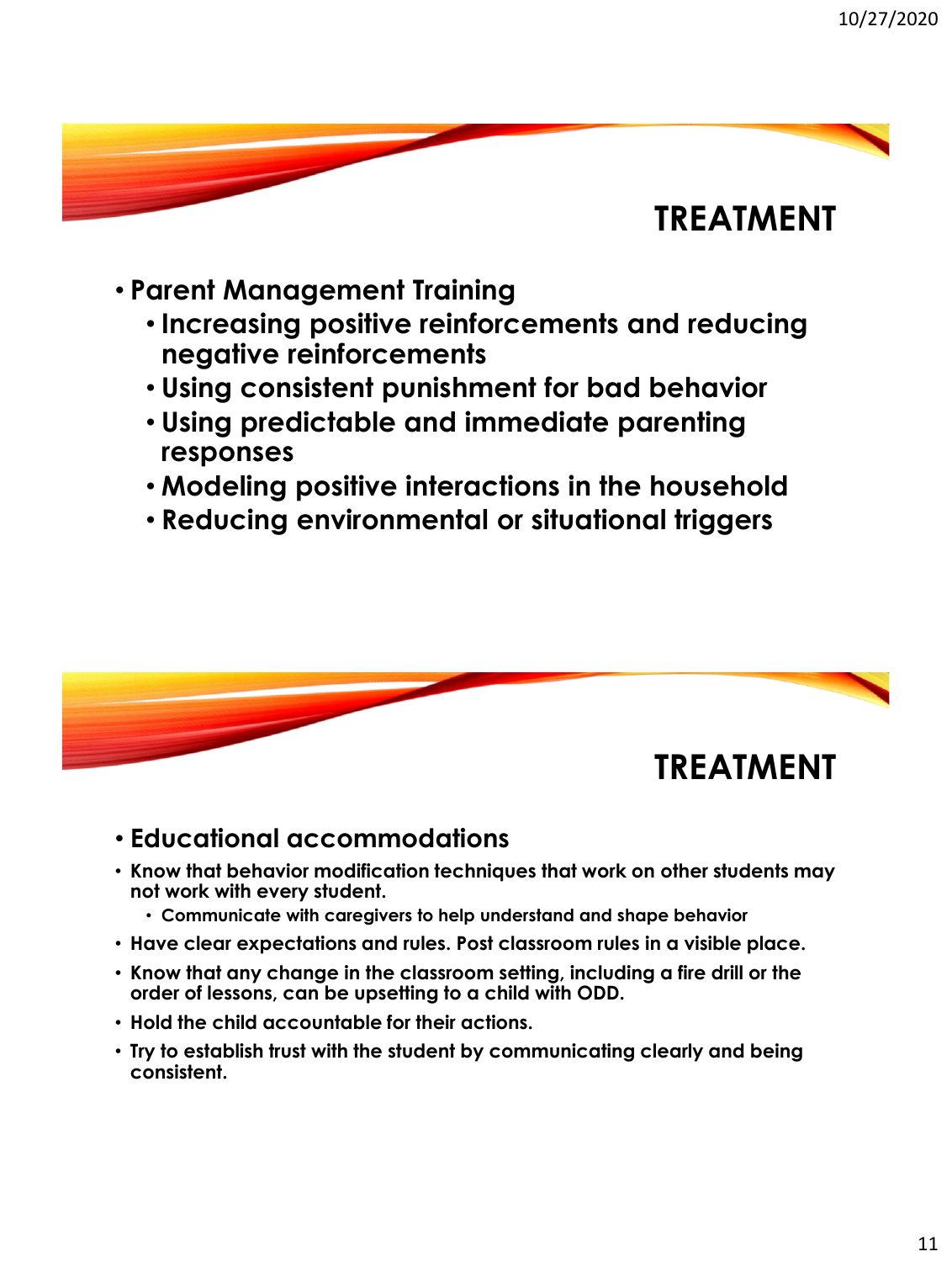## TREATMENT

- Parent Management Training
  - Increasing positive reinforcements and reducing negative reinforcements
  - Using consistent punishment for bad behavior
  - Using predictable and immediate parenting responses
  - Modeling positive interactions in the household
  - Reducing environmental or situational triggers

## TREATMENT

- Educational accommodations
- Know that behavior modification techniques that work on other students may not work with every student.
  - Communicate with caregivers to help understand and shape behavior
- Have clear expectations and rules. Post classroom rules in a visible place.
- Know that any change in the classroom setting, including a fire drill or the order of lessons, can be upsetting to a child with ODD.
- Hold the child accountable for their actions.
- Try to establish trust with the student by communicating clearly and being consistent.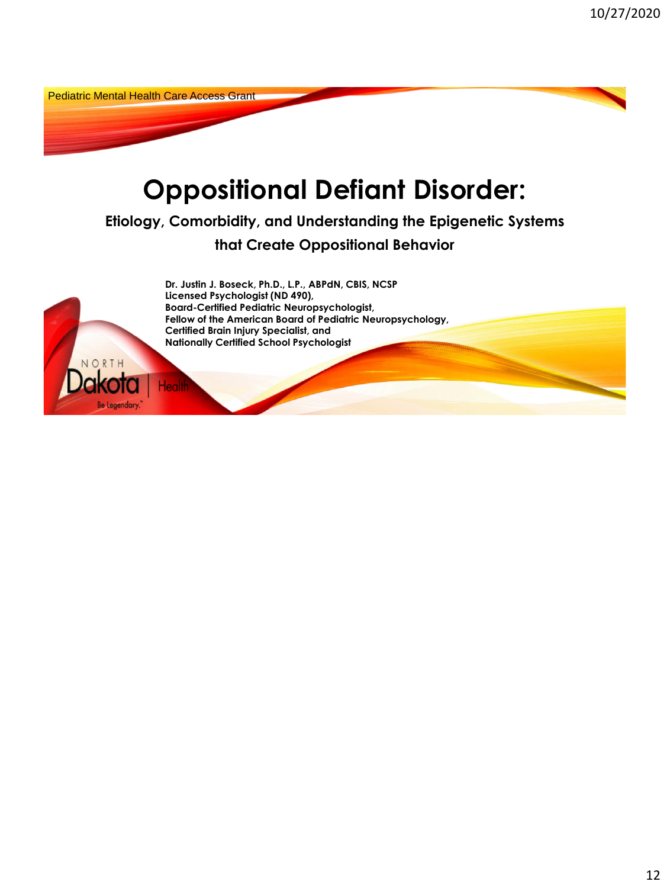Pediatric Mental Health Care Access Grant

# Oppositional Defiant Disorder:

## Etiology, Comorbidity, and Understanding the Epigenetic Systems that Create Oppositional Behavior

**Dr. Justin J. Boseck, Ph.D., L.P., ABPdN, CBIS, NCSP**
**Licensed Psychologist (ND 490),**
**Board-Certified Pediatric Neuropsychologist,**
**Fellow of the American Board of Pediatric Neuropsychology,**
**Certified Brain Injury Specialist, and**
**Nationally Certified School Psychologist**

NORTH Dakota | Health

Be Legendary.™